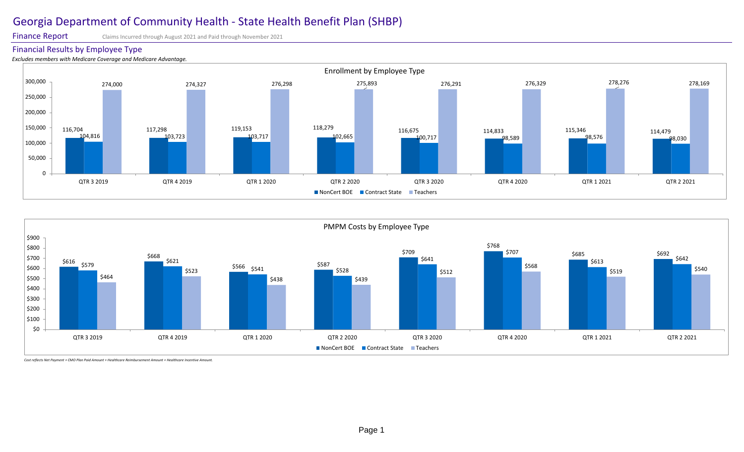# Georgia Department of Community Health - State Health Benefit Plan (SHBP)

## Finance Report

Claims Incurred through August 2021 and Paid through November 2021

### Financial Results by Employee Type

*Excludes members with Medicare Coverage and Medicare Advantage.*

**Enrollment by Employee Type**

| Quarter | NonCert BOE | Contract State | Teachers |
|---|---|---|---|
| QTR 3 2019 | 116,704 | 104,816 | 274,000 |
| QTR 4 2019 | 117,298 | 103,723 | 274,327 |
| QTR 1 2020 | 119,153 | 103,717 | 276,298 |
| QTR 2 2020 | 118,279 | 102,665 | 275,893 |
| QTR 3 2020 | 116,675 | 100,717 | 276,291 |
| QTR 4 2020 | 114,833 | 98,589 | 276,329 |
| QTR 1 2021 | 115,346 | 98,576 | 278,276 |
| QTR 2 2021 | 114,479 | 98,030 | 278,169 |

**PMPM Costs by Employee Type**

| Quarter | NonCert BOE | Contract State | Teachers |
|---|---|---|---|
| QTR 3 2019 | $616 | $579 | $464 |
| QTR 4 2019 | $668 | $621 | $523 |
| QTR 1 2020 | $566 | $541 | $438 |
| QTR 2 2020 | $587 | $528 | $439 |
| QTR 3 2020 | $709 | $641 | $512 |
| QTR 4 2020 | $768 | $707 | $568 |
| QTR 1 2021 | $685 | $613 | $519 |
| QTR 2 2021 | $692 | $642 | $540 |

*Cost reflects Net Payment + CMO Plan Paid Amount + Healthcare Reimbursement Amount + Healthcare Incentive Amount.*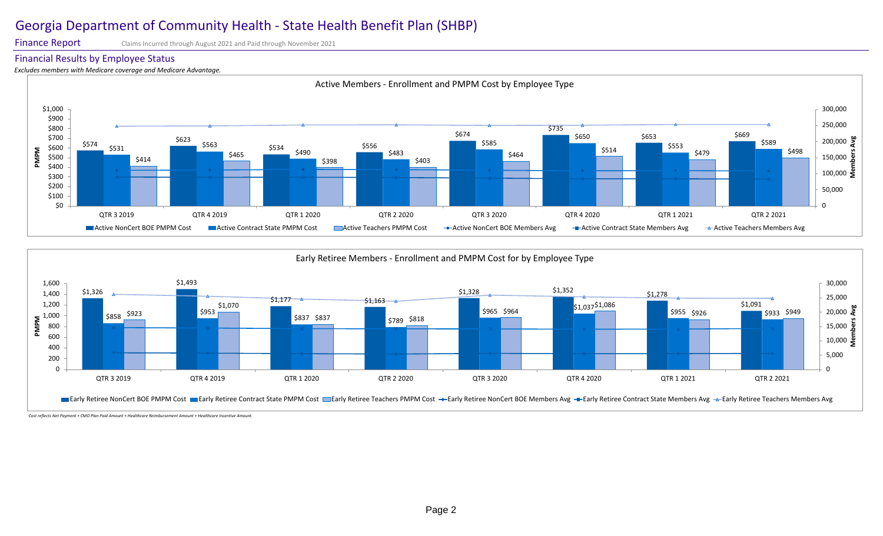# Georgia Department of Community Health - State Health Benefit Plan (SHBP)

**Finance Report** Claims Incurred through August 2021 and Paid through November 2021

## Financial Results by Employee Status

*Excludes members with Medicare coverage and Medicare Advantage.*

### Active Members - Enrollment and PMPM Cost by Employee Type

| Quarter | Active NonCert BOE PMPM Cost | Active Contract State PMPM Cost | Active Teachers PMPM Cost |
|---|---|---|---|
| QTR 3 2019 | $574 | $531 | $414 |
| QTR 4 2019 | $623 | $563 | $465 |
| QTR 1 2020 | $534 | $490 | $398 |
| QTR 2 2020 | $556 | $483 | $403 |
| QTR 3 2020 | $674 | $585 | $464 |
| QTR 4 2020 | $735 | $650 | $514 |
| QTR 1 2021 | $653 | $553 | $479 |
| QTR 2 2021 | $669 | $589 | $498 |

Legend: Active NonCert BOE PMPM Cost, Active Contract State PMPM Cost, Active Teachers PMPM Cost, Active NonCert BOE Members Avg, Active Contract State Members Avg, Active Teachers Members Avg

### Early Retiree Members - Enrollment and PMPM Cost for by Employee Type

| Quarter | Early Retiree NonCert BOE PMPM Cost | Early Retiree Contract State PMPM Cost | Early Retiree Teachers PMPM Cost |
|---|---|---|---|
| QTR 3 2019 | $1,326 | $858 | $923 |
| QTR 4 2019 | $1,493 | $953 | $1,070 |
| QTR 1 2020 | $1,177 | $837 | $837 |
| QTR 2 2020 | $1,163 | $789 | $818 |
| QTR 3 2020 | $1,328 | $965 | $964 |
| QTR 4 2020 | $1,352 | $1,037 | $1,086 |
| QTR 1 2021 | $1,278 | $955 | $926 |
| QTR 2 2021 | $1,091 | $933 | $949 |

Legend: Early Retiree NonCert BOE PMPM Cost, Early Retiree Contract State PMPM Cost, Early Retiree Teachers PMPM Cost, Early Retiree NonCert BOE Members Avg, Early Retiree Contract State Members Avg, Early Retiree Teachers Members Avg

*Cost reflects Net Payment + CMO Plan Paid Amount + Healthcare Reimbursement Amount + Healthcare Incentive Amount.*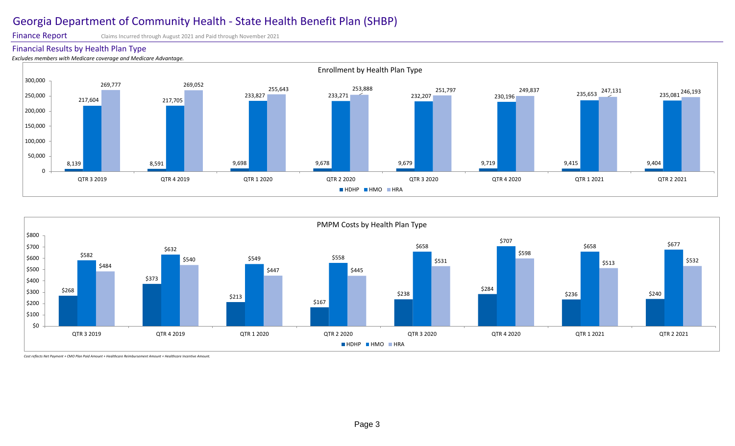# Georgia Department of Community Health - State Health Benefit Plan (SHBP)

**Finance Report** Claims Incurred through August 2021 and Paid through November 2021

## Financial Results by Health Plan Type

*Excludes members with Medicare coverage and Medicare Advantage.*

### Enrollment by Health Plan Type

| | QTR 3 2019 | QTR 4 2019 | QTR 1 2020 | QTR 2 2020 | QTR 3 2020 | QTR 4 2020 | QTR 1 2021 | QTR 2 2021 |
|---|---|---|---|---|---|---|---|---|
| HDHP | 8,139 | 8,591 | 9,698 | 9,678 | 9,679 | 9,719 | 9,415 | 9,404 |
| HMO | 217,604 | 217,705 | 233,827 | 233,271 | 232,207 | 230,196 | 235,653 | 235,081 |
| HRA | 269,777 | 269,052 | 255,643 | 253,888 | 251,797 | 249,837 | 247,131 | 246,193 |

### PMPM Costs by Health Plan Type

| | QTR 3 2019 | QTR 4 2019 | QTR 1 2020 | QTR 2 2020 | QTR 3 2020 | QTR 4 2020 | QTR 1 2021 | QTR 2 2021 |
|---|---|---|---|---|---|---|---|---|
| HDHP | $268 | $373 | $213 | $167 | $238 | $284 | $236 | $240 |
| HMO | $582 | $632 | $549 | $558 | $658 | $707 | $658 | $677 |
| HRA | $484 | $540 | $447 | $445 | $531 | $598 | $513 | $532 |

*Cost reflects Net Payment + CMO Plan Paid Amount + Healthcare Reimbursement Amount + Healthcare Incentive Amount.*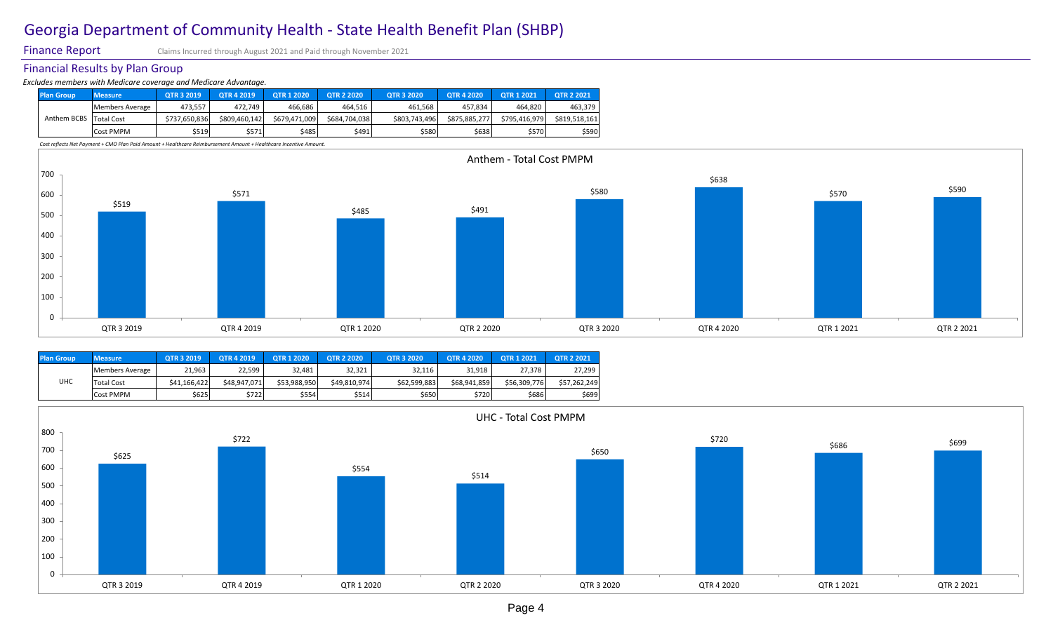# Georgia Department of Community Health - State Health Benefit Plan (SHBP)

## Finance Report

Claims Incurred through August 2021 and Paid through November 2021

### Financial Results by Plan Group

*Excludes members with Medicare coverage and Medicare Advantage.*

| Plan Group | Measure | QTR 3 2019 | QTR 4 2019 | QTR 1 2020 | QTR 2 2020 | QTR 3 2020 | QTR 4 2020 | QTR 1 2021 | QTR 2 2021 |
|---|---|---|---|---|---|---|---|---|---|
| Anthem BCBS | Members Average | 473,557 | 472,749 | 466,686 | 464,516 | 461,568 | 457,834 | 464,820 | 463,379 |
| | Total Cost | $737,650,836 | $809,460,142 | $679,471,009 | $684,704,038 | $803,743,496 | $875,885,277 | $795,416,979 | $819,518,161 |
| | Cost PMPM | $519 | $571 | $485 | $491 | $580 | $638 | $570 | $590 |

*Cost reflects Net Payment + CMO Plan Paid Amount + Healthcare Reimbursement Amount + Healthcare Incentive Amount.*

Anthem - Total Cost PMPM

0, 100, 200, 300, 400, 500, 600, 700

$519, $571, $485, $491, $580, $638, $570, $590

QTR 3 2019, QTR 4 2019, QTR 1 2020, QTR 2 2020, QTR 3 2020, QTR 4 2020, QTR 1 2021, QTR 2 2021

| Plan Group | Measure | QTR 3 2019 | QTR 4 2019 | QTR 1 2020 | QTR 2 2020 | QTR 3 2020 | QTR 4 2020 | QTR 1 2021 | QTR 2 2021 |
|---|---|---|---|---|---|---|---|---|---|
| UHC | Members Average | 21,963 | 22,599 | 32,481 | 32,321 | 32,116 | 31,918 | 27,378 | 27,299 |
| | Total Cost | $41,166,422 | $48,947,071 | $53,988,950 | $49,810,974 | $62,599,883 | $68,941,859 | $56,309,776 | $57,262,249 |
| | Cost PMPM | $625 | $722 | $554 | $514 | $650 | $720 | $686 | $699 |

UHC - Total Cost PMPM

0, 100, 200, 300, 400, 500, 600, 700, 800

$625, $722, $554, $514, $650, $720, $686, $699

QTR 3 2019, QTR 4 2019, QTR 1 2020, QTR 2 2020, QTR 3 2020, QTR 4 2020, QTR 1 2021, QTR 2 2021